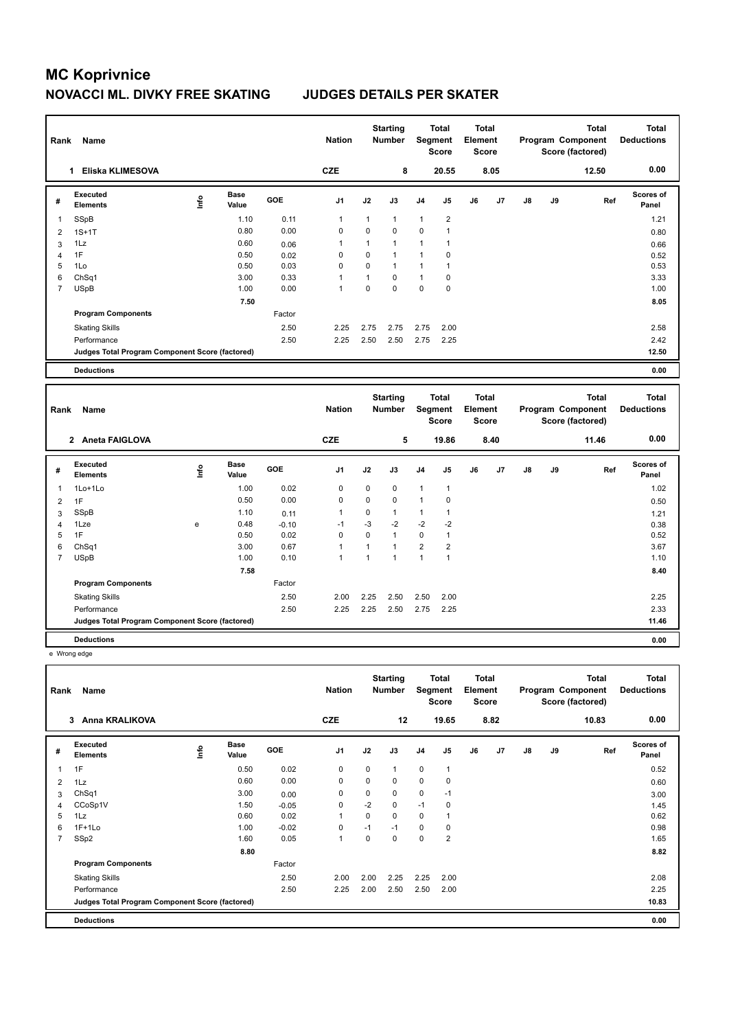# MC Koprivnice

## NOVACCI ML. DIVKY FREE SKATING JUDGES DETAILS PER SKATER

| Rank | Name | Nation | Starting Number | Total Segment Score | Total Element Score | Total Program Component Score (factored) | Total Deductions |
|---|---|---|---|---|---|---|---|
| 1 | Eliska KLIMESOVA | CZE | 8 | 20.55 | 8.05 | 12.50 | 0.00 |

| # | Executed Elements | Info | Base Value | GOE | J1 | J2 | J3 | J4 | J5 | J6 | J7 | J8 | J9 | Ref | Scores of Panel |
|---|---|---|---|---|---|---|---|---|---|---|---|---|---|---|---|
| 1 | SSpB | | 1.10 | 0.11 | 1 | 1 | 1 | 1 | 2 | | | | | | 1.21 |
| 2 | 1S+1T | | 0.80 | 0.00 | 0 | 0 | 0 | 0 | 1 | | | | | | 0.80 |
| 3 | 1Lz | | 0.60 | 0.06 | 1 | 1 | 1 | 1 | 1 | | | | | | 0.66 |
| 4 | 1F | | 0.50 | 0.02 | 0 | 0 | 1 | 1 | 0 | | | | | | 0.52 |
| 5 | 1Lo | | 0.50 | 0.03 | 0 | 0 | 1 | 1 | 1 | | | | | | 0.53 |
| 6 | ChSq1 | | 3.00 | 0.33 | 1 | 1 | 0 | 1 | 0 | | | | | | 3.33 |
| 7 | USpB | | 1.00 | 0.00 | 1 | 0 | 0 | 0 | 0 | | | | | | 1.00 |
| | | | 7.50 | | | | | | | | | | | | 8.05 |
| | Program Components | | | Factor | | | | | | | | | | | |
| | Skating Skills | | | 2.50 | 2.25 | 2.75 | 2.75 | 2.75 | 2.00 | | | | | | 2.58 |
| | Performance | | | 2.50 | 2.25 | 2.50 | 2.50 | 2.75 | 2.25 | | | | | | 2.42 |
| | Judges Total Program Component Score (factored) | | | | | | | | | | | | | | 12.50 |
| | Deductions | | | | | | | | | | | | | | 0.00 |

| Rank | Name | Nation | Starting Number | Total Segment Score | Total Element Score | Total Program Component Score (factored) | Total Deductions |
|---|---|---|---|---|---|---|---|
| 2 | Aneta FAIGLOVA | CZE | 5 | 19.86 | 8.40 | 11.46 | 0.00 |

| # | Executed Elements | Info | Base Value | GOE | J1 | J2 | J3 | J4 | J5 | J6 | J7 | J8 | J9 | Ref | Scores of Panel |
|---|---|---|---|---|---|---|---|---|---|---|---|---|---|---|---|
| 1 | 1Lo+1Lo | | 1.00 | 0.02 | 0 | 0 | 0 | 1 | 1 | | | | | | 1.02 |
| 2 | 1F | | 0.50 | 0.00 | 0 | 0 | 0 | 1 | 0 | | | | | | 0.50 |
| 3 | SSpB | | 1.10 | 0.11 | 1 | 0 | 1 | 1 | 1 | | | | | | 1.21 |
| 4 | 1Lze | e | 0.48 | -0.10 | -1 | -3 | -2 | -2 | -2 | | | | | | 0.38 |
| 5 | 1F | | 0.50 | 0.02 | 0 | 0 | 1 | 0 | 1 | | | | | | 0.52 |
| 6 | ChSq1 | | 3.00 | 0.67 | 1 | 1 | 1 | 2 | 2 | | | | | | 3.67 |
| 7 | USpB | | 1.00 | 0.10 | 1 | 1 | 1 | 1 | 1 | | | | | | 1.10 |
| | | | 7.58 | | | | | | | | | | | | 8.40 |
| | Program Components | | | Factor | | | | | | | | | | | |
| | Skating Skills | | | 2.50 | 2.00 | 2.25 | 2.50 | 2.50 | 2.00 | | | | | | 2.25 |
| | Performance | | | 2.50 | 2.25 | 2.25 | 2.50 | 2.75 | 2.25 | | | | | | 2.33 |
| | Judges Total Program Component Score (factored) | | | | | | | | | | | | | | 11.46 |
| | Deductions | | | | | | | | | | | | | | 0.00 |

e Wrong edge

| Rank | Name | Nation | Starting Number | Total Segment Score | Total Element Score | Total Program Component Score (factored) | Total Deductions |
|---|---|---|---|---|---|---|---|
| 3 | Anna KRALIKOVA | CZE | 12 | 19.65 | 8.82 | 10.83 | 0.00 |

| # | Executed Elements | Info | Base Value | GOE | J1 | J2 | J3 | J4 | J5 | J6 | J7 | J8 | J9 | Ref | Scores of Panel |
|---|---|---|---|---|---|---|---|---|---|---|---|---|---|---|---|
| 1 | 1F | | 0.50 | 0.02 | 0 | 0 | 1 | 0 | 1 | | | | | | 0.52 |
| 2 | 1Lz | | 0.60 | 0.00 | 0 | 0 | 0 | 0 | 0 | | | | | | 0.60 |
| 3 | ChSq1 | | 3.00 | 0.00 | 0 | 0 | 0 | 0 | -1 | | | | | | 3.00 |
| 4 | CCoSp1V | | 1.50 | -0.05 | 0 | -2 | 0 | -1 | 0 | | | | | | 1.45 |
| 5 | 1Lz | | 0.60 | 0.02 | 1 | 0 | 0 | 0 | 1 | | | | | | 0.62 |
| 6 | 1F+1Lo | | 1.00 | -0.02 | 0 | -1 | -1 | 0 | 0 | | | | | | 0.98 |
| 7 | SSp2 | | 1.60 | 0.05 | 1 | 0 | 0 | 0 | 2 | | | | | | 1.65 |
| | | | 8.80 | | | | | | | | | | | | 8.82 |
| | Program Components | | | Factor | | | | | | | | | | | |
| | Skating Skills | | | 2.50 | 2.00 | 2.00 | 2.25 | 2.25 | 2.00 | | | | | | 2.08 |
| | Performance | | | 2.50 | 2.25 | 2.00 | 2.50 | 2.50 | 2.00 | | | | | | 2.25 |
| | Judges Total Program Component Score (factored) | | | | | | | | | | | | | | 10.83 |
| | Deductions | | | | | | | | | | | | | | 0.00 |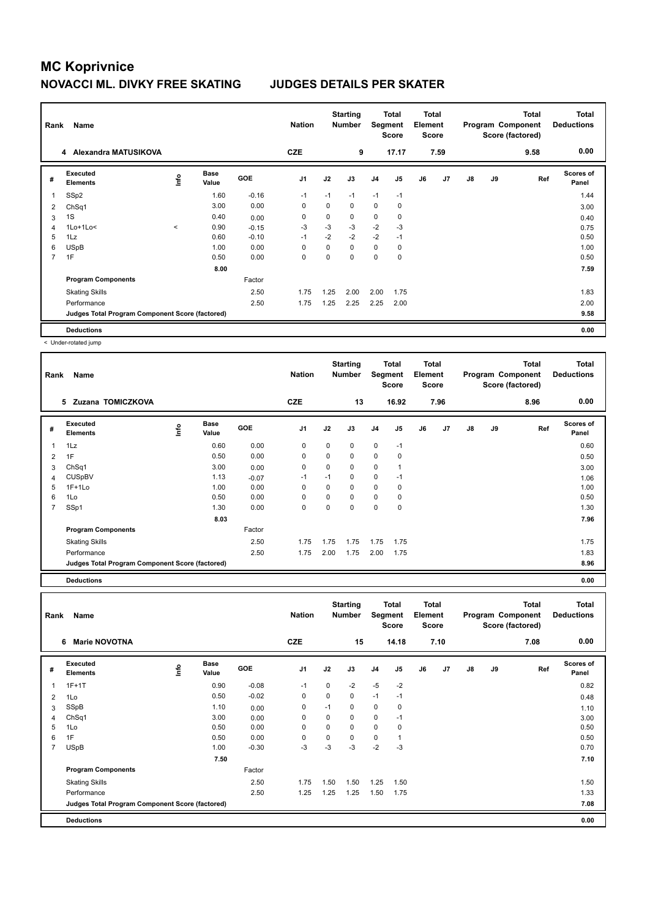# MC Koprivnice

## NOVACCI ML. DIVKY FREE SKATING JUDGES DETAILS PER SKATER

| Rank | Name | Nation | Starting Number | Total Segment Score | Total Element Score | Total Program Component Score (factored) | Total Deductions |
|---|---|---|---|---|---|---|---|
| 4 | Alexandra MATUSIKOVA | CZE | 9 | 17.17 | 7.59 | 9.58 | 0.00 |

| # | Executed Elements | Info | Base Value | GOE | J1 | J2 | J3 | J4 | J5 | J6 | J7 | J8 | J9 | Ref | Scores of Panel |
|---|---|---|---|---|---|---|---|---|---|---|---|---|---|---|---|
| 1 | SSp2 | | 1.60 | -0.16 | -1 | -1 | -1 | -1 | -1 | | | | | | 1.44 |
| 2 | ChSq1 | | 3.00 | 0.00 | 0 | 0 | 0 | 0 | 0 | | | | | | 3.00 |
| 3 | 1S | | 0.40 | 0.00 | 0 | 0 | 0 | 0 | 0 | | | | | | 0.40 |
| 4 | 1Lo+1Lo< | < | 0.90 | -0.15 | -3 | -3 | -3 | -2 | -3 | | | | | | 0.75 |
| 5 | 1Lz | | 0.60 | -0.10 | -1 | -2 | -2 | -2 | -1 | | | | | | 0.50 |
| 6 | USpB | | 1.00 | 0.00 | 0 | 0 | 0 | 0 | 0 | | | | | | 1.00 |
| 7 | 1F | | 0.50 | 0.00 | 0 | 0 | 0 | 0 | 0 | | | | | | 0.50 |
| | | | 8.00 | | | | | | | | | | | | 7.59 |
| | **Program Components** | | | Factor | | | | | | | | | | | |
| | Skating Skills | | | 2.50 | 1.75 | 1.25 | 2.00 | 2.00 | 1.75 | | | | | | 1.83 |
| | Performance | | | 2.50 | 1.75 | 1.25 | 2.25 | 2.25 | 2.00 | | | | | | 2.00 |
| | Judges Total Program Component Score (factored) | | | | | | | | | | | | | | 9.58 |
| | **Deductions** | | | | | | | | | | | | | | 0.00 |

< Under-rotated jump

| Rank | Name | Nation | Starting Number | Total Segment Score | Total Element Score | Total Program Component Score (factored) | Total Deductions |
|---|---|---|---|---|---|---|---|
| 5 | Zuzana TOMICZKOVA | CZE | 13 | 16.92 | 7.96 | 8.96 | 0.00 |

| # | Executed Elements | Info | Base Value | GOE | J1 | J2 | J3 | J4 | J5 | J6 | J7 | J8 | J9 | Ref | Scores of Panel |
|---|---|---|---|---|---|---|---|---|---|---|---|---|---|---|---|
| 1 | 1Lz | | 0.60 | 0.00 | 0 | 0 | 0 | 0 | -1 | | | | | | 0.60 |
| 2 | 1F | | 0.50 | 0.00 | 0 | 0 | 0 | 0 | 0 | | | | | | 0.50 |
| 3 | ChSq1 | | 3.00 | 0.00 | 0 | 0 | 0 | 0 | 1 | | | | | | 3.00 |
| 4 | CUSpBV | | 1.13 | -0.07 | -1 | -1 | 0 | 0 | -1 | | | | | | 1.06 |
| 5 | 1F+1Lo | | 1.00 | 0.00 | 0 | 0 | 0 | 0 | 0 | | | | | | 1.00 |
| 6 | 1Lo | | 0.50 | 0.00 | 0 | 0 | 0 | 0 | 0 | | | | | | 0.50 |
| 7 | SSp1 | | 1.30 | 0.00 | 0 | 0 | 0 | 0 | 0 | | | | | | 1.30 |
| | | | 8.03 | | | | | | | | | | | | 7.96 |
| | **Program Components** | | | Factor | | | | | | | | | | | |
| | Skating Skills | | | 2.50 | 1.75 | 1.75 | 1.75 | 1.75 | 1.75 | | | | | | 1.75 |
| | Performance | | | 2.50 | 1.75 | 2.00 | 1.75 | 2.00 | 1.75 | | | | | | 1.83 |
| | Judges Total Program Component Score (factored) | | | | | | | | | | | | | | 8.96 |
| | **Deductions** | | | | | | | | | | | | | | 0.00 |

| Rank | Name | Nation | Starting Number | Total Segment Score | Total Element Score | Total Program Component Score (factored) | Total Deductions |
|---|---|---|---|---|---|---|---|
| 6 | Marie NOVOTNA | CZE | 15 | 14.18 | 7.10 | 7.08 | 0.00 |

| # | Executed Elements | Info | Base Value | GOE | J1 | J2 | J3 | J4 | J5 | J6 | J7 | J8 | J9 | Ref | Scores of Panel |
|---|---|---|---|---|---|---|---|---|---|---|---|---|---|---|---|
| 1 | 1F+1T | | 0.90 | -0.08 | -1 | 0 | -2 | -5 | -2 | | | | | | 0.82 |
| 2 | 1Lo | | 0.50 | -0.02 | 0 | 0 | 0 | -1 | -1 | | | | | | 0.48 |
| 3 | SSpB | | 1.10 | 0.00 | 0 | -1 | 0 | 0 | 0 | | | | | | 1.10 |
| 4 | ChSq1 | | 3.00 | 0.00 | 0 | 0 | 0 | 0 | -1 | | | | | | 3.00 |
| 5 | 1Lo | | 0.50 | 0.00 | 0 | 0 | 0 | 0 | 0 | | | | | | 0.50 |
| 6 | 1F | | 0.50 | 0.00 | 0 | 0 | 0 | 0 | 1 | | | | | | 0.50 |
| 7 | USpB | | 1.00 | -0.30 | -3 | -3 | -3 | -2 | -3 | | | | | | 0.70 |
| | | | 7.50 | | | | | | | | | | | | 7.10 |
| | **Program Components** | | | Factor | | | | | | | | | | | |
| | Skating Skills | | | 2.50 | 1.75 | 1.50 | 1.50 | 1.25 | 1.50 | | | | | | 1.50 |
| | Performance | | | 2.50 | 1.25 | 1.25 | 1.25 | 1.50 | 1.75 | | | | | | 1.33 |
| | Judges Total Program Component Score (factored) | | | | | | | | | | | | | | 7.08 |
| | **Deductions** | | | | | | | | | | | | | | 0.00 |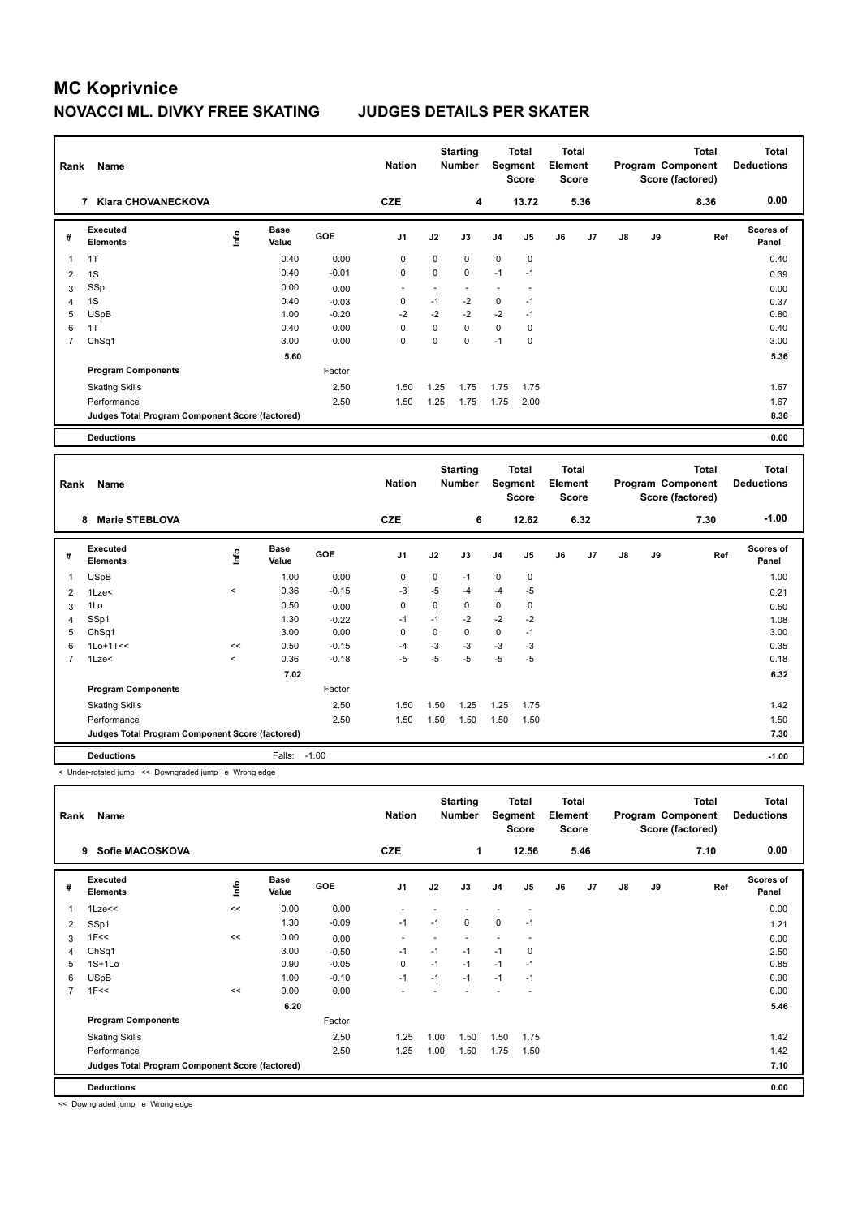# MC Koprivnice

## NOVACCI ML. DIVKY FREE SKATING JUDGES DETAILS PER SKATER

| Rank | Name | Nation | Starting Number | Total Segment Score | Total Element Score | Total Program Component Score (factored) | Total Deductions |
|---|---|---|---|---|---|---|---|
| 7 | Klara CHOVANECKOVA | CZE | 4 | 13.72 | 5.36 | 8.36 | 0.00 |

| # | Executed Elements | Info | Base Value | GOE | J1 | J2 | J3 | J4 | J5 | J6 | J7 | J8 | J9 | Ref | Scores of Panel |
|---|---|---|---|---|---|---|---|---|---|---|---|---|---|---|---|
| 1 | 1T | | 0.40 | 0.00 | 0 | 0 | 0 | 0 | 0 | | | | | | 0.40 |
| 2 | 1S | | 0.40 | -0.01 | 0 | 0 | 0 | -1 | -1 | | | | | | 0.39 |
| 3 | SSp | | 0.00 | 0.00 | - | - | - | - | - | | | | | | 0.00 |
| 4 | 1S | | 0.40 | -0.03 | 0 | -1 | -2 | 0 | -1 | | | | | | 0.37 |
| 5 | USpB | | 1.00 | -0.20 | -2 | -2 | -2 | -2 | -1 | | | | | | 0.80 |
| 6 | 1T | | 0.40 | 0.00 | 0 | 0 | 0 | 0 | 0 | | | | | | 0.40 |
| 7 | ChSq1 | | 3.00 | 0.00 | 0 | 0 | 0 | -1 | 0 | | | | | | 3.00 |
| | | | 5.60 | | | | | | | | | | | | 5.36 |
| | **Program Components** | | | Factor | | | | | | | | | | | |
| | Skating Skills | | | 2.50 | 1.50 | 1.25 | 1.75 | 1.75 | 1.75 | | | | | | 1.67 |
| | Performance | | | 2.50 | 1.50 | 1.25 | 1.75 | 1.75 | 2.00 | | | | | | 1.67 |
| | **Judges Total Program Component Score (factored)** | | | | | | | | | | | | | | 8.36 |
| | **Deductions** | | | | | | | | | | | | | | 0.00 |

| Rank | Name | Nation | Starting Number | Total Segment Score | Total Element Score | Total Program Component Score (factored) | Total Deductions |
|---|---|---|---|---|---|---|---|
| 8 | Marie STEBLOVA | CZE | 6 | 12.62 | 6.32 | 7.30 | -1.00 |

| # | Executed Elements | Info | Base Value | GOE | J1 | J2 | J3 | J4 | J5 | J6 | J7 | J8 | J9 | Ref | Scores of Panel |
|---|---|---|---|---|---|---|---|---|---|---|---|---|---|---|---|
| 1 | USpB | | 1.00 | 0.00 | 0 | 0 | -1 | 0 | 0 | | | | | | 1.00 |
| 2 | 1Lze< | < | 0.36 | -0.15 | -3 | -5 | -4 | -4 | -5 | | | | | | 0.21 |
| 3 | 1Lo | | 0.50 | 0.00 | 0 | 0 | 0 | 0 | 0 | | | | | | 0.50 |
| 4 | SSp1 | | 1.30 | -0.22 | -1 | -1 | -2 | -2 | -2 | | | | | | 1.08 |
| 5 | ChSq1 | | 3.00 | 0.00 | 0 | 0 | 0 | 0 | -1 | | | | | | 3.00 |
| 6 | 1Lo+1T<< | << | 0.50 | -0.15 | -4 | -3 | -3 | -3 | -3 | | | | | | 0.35 |
| 7 | 1Lze< | < | 0.36 | -0.18 | -5 | -5 | -5 | -5 | -5 | | | | | | 0.18 |
| | | | 7.02 | | | | | | | | | | | | 6.32 |
| | **Program Components** | | | Factor | | | | | | | | | | | |
| | Skating Skills | | | 2.50 | 1.50 | 1.50 | 1.25 | 1.25 | 1.75 | | | | | | 1.42 |
| | Performance | | | 2.50 | 1.50 | 1.50 | 1.50 | 1.50 | 1.50 | | | | | | 1.50 |
| | **Judges Total Program Component Score (factored)** | | | | | | | | | | | | | | 7.30 |
| | **Deductions** | | Falls: | -1.00 | | | | | | | | | | | -1.00 |

< Under-rotated jump << Downgraded jump e Wrong edge

| Rank | Name | Nation | Starting Number | Total Segment Score | Total Element Score | Total Program Component Score (factored) | Total Deductions |
|---|---|---|---|---|---|---|---|
| 9 | Sofie MACOSKOVA | CZE | 1 | 12.56 | 5.46 | 7.10 | 0.00 |

| # | Executed Elements | Info | Base Value | GOE | J1 | J2 | J3 | J4 | J5 | J6 | J7 | J8 | J9 | Ref | Scores of Panel |
|---|---|---|---|---|---|---|---|---|---|---|---|---|---|---|---|
| 1 | 1Lze<< | << | 0.00 | 0.00 | - | - | - | - | - | | | | | | 0.00 |
| 2 | SSp1 | | 1.30 | -0.09 | -1 | -1 | 0 | 0 | -1 | | | | | | 1.21 |
| 3 | 1F<< | << | 0.00 | 0.00 | - | - | - | - | - | | | | | | 0.00 |
| 4 | ChSq1 | | 3.00 | -0.50 | -1 | -1 | -1 | -1 | 0 | | | | | | 2.50 |
| 5 | 1S+1Lo | | 0.90 | -0.05 | 0 | -1 | -1 | -1 | -1 | | | | | | 0.85 |
| 6 | USpB | | 1.00 | -0.10 | -1 | -1 | -1 | -1 | -1 | | | | | | 0.90 |
| 7 | 1F<< | << | 0.00 | 0.00 | - | - | - | - | - | | | | | | 0.00 |
| | | | 6.20 | | | | | | | | | | | | 5.46 |
| | **Program Components** | | | Factor | | | | | | | | | | | |
| | Skating Skills | | | 2.50 | 1.25 | 1.00 | 1.50 | 1.50 | 1.75 | | | | | | 1.42 |
| | Performance | | | 2.50 | 1.25 | 1.00 | 1.50 | 1.75 | 1.50 | | | | | | 1.42 |
| | **Judges Total Program Component Score (factored)** | | | | | | | | | | | | | | 7.10 |
| | **Deductions** | | | | | | | | | | | | | | 0.00 |

<< Downgraded jump e Wrong edge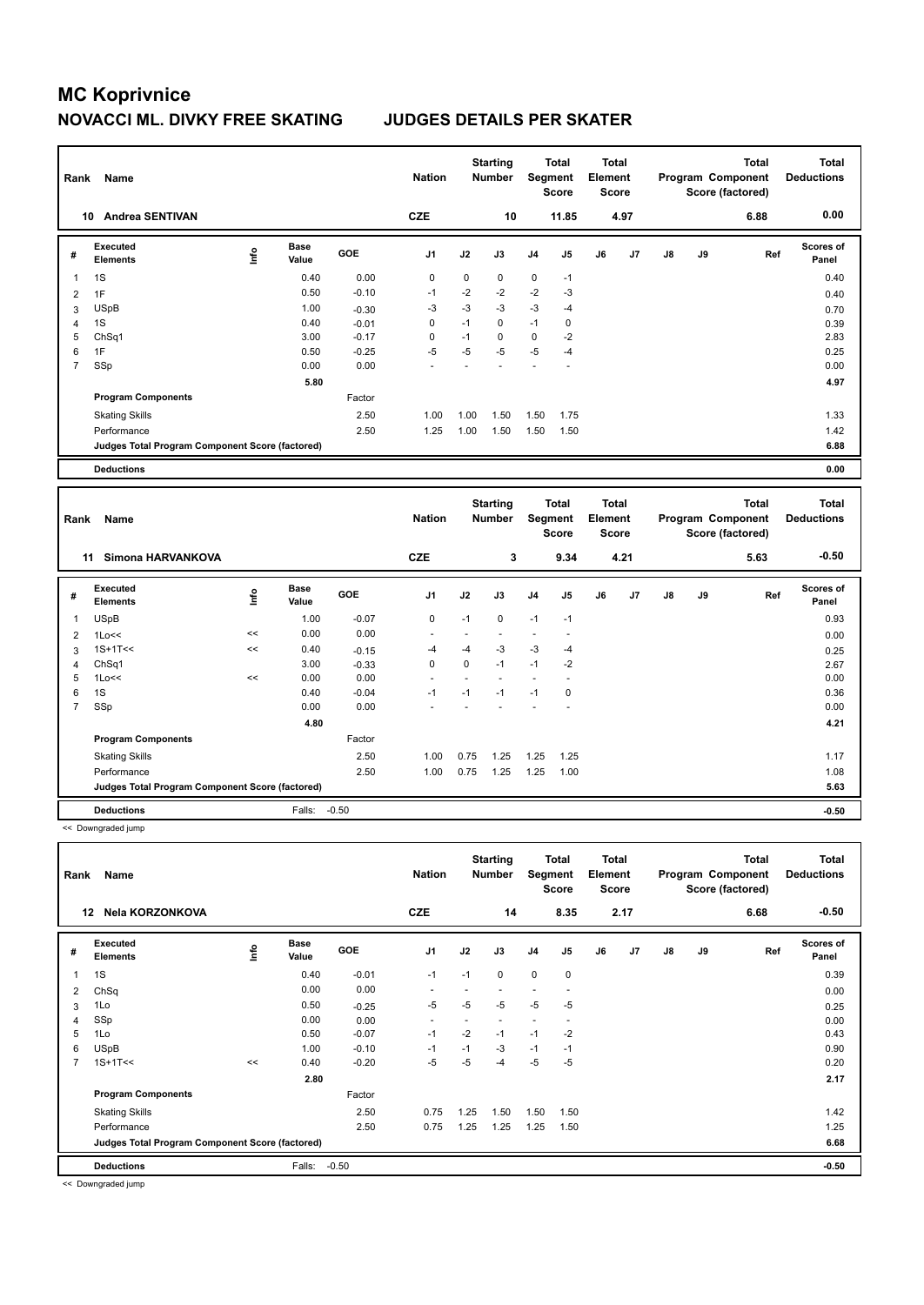# MC Koprivnice

## NOVACCI ML. DIVKY FREE SKATING JUDGES DETAILS PER SKATER

| Rank | Name | Nation | Starting Number | Total Segment Score | Total Element Score | Total Program Component Score (factored) | Total Deductions |
|---|---|---|---|---|---|---|---|
| 10 | Andrea SENTIVAN | CZE | 10 | 11.85 | 4.97 | 6.88 | 0.00 |

| # | Executed Elements | Info | Base Value | GOE | J1 | J2 | J3 | J4 | J5 | J6 | J7 | J8 | J9 | Ref | Scores of Panel |
|---|---|---|---|---|---|---|---|---|---|---|---|---|---|---|---|
| 1 | 1S | | 0.40 | 0.00 | 0 | 0 | 0 | 0 | -1 | | | | | | 0.40 |
| 2 | 1F | | 0.50 | -0.10 | -1 | -2 | -2 | -2 | -3 | | | | | | 0.40 |
| 3 | USpB | | 1.00 | -0.30 | -3 | -3 | -3 | -3 | -4 | | | | | | 0.70 |
| 4 | 1S | | 0.40 | -0.01 | 0 | -1 | 0 | -1 | 0 | | | | | | 0.39 |
| 5 | ChSq1 | | 3.00 | -0.17 | 0 | -1 | 0 | 0 | -2 | | | | | | 2.83 |
| 6 | 1F | | 0.50 | -0.25 | -5 | -5 | -5 | -5 | -4 | | | | | | 0.25 |
| 7 | SSp | | 0.00 | 0.00 | - | - | - | - | - | | | | | | 0.00 |
| | | | 5.80 | | | | | | | | | | | | 4.97 |
| | Program Components | | | Factor | | | | | | | | | | | |
| | Skating Skills | | | 2.50 | 1.00 | 1.00 | 1.50 | 1.50 | 1.75 | | | | | | 1.33 |
| | Performance | | | 2.50 | 1.25 | 1.00 | 1.50 | 1.50 | 1.50 | | | | | | 1.42 |
| | Judges Total Program Component Score (factored) | | | | | | | | | | | | | | 6.88 |
| | Deductions | | | | | | | | | | | | | | 0.00 |

| Rank | Name | Nation | Starting Number | Total Segment Score | Total Element Score | Total Program Component Score (factored) | Total Deductions |
|---|---|---|---|---|---|---|---|
| 11 | Simona HARVANKOVA | CZE | 3 | 9.34 | 4.21 | 5.63 | -0.50 |

| # | Executed Elements | Info | Base Value | GOE | J1 | J2 | J3 | J4 | J5 | J6 | J7 | J8 | J9 | Ref | Scores of Panel |
|---|---|---|---|---|---|---|---|---|---|---|---|---|---|---|---|
| 1 | USpB | | 1.00 | -0.07 | 0 | -1 | 0 | -1 | -1 | | | | | | 0.93 |
| 2 | 1Lo<< | << | 0.00 | 0.00 | - | - | - | - | - | | | | | | 0.00 |
| 3 | 1S+1T<< | << | 0.40 | -0.15 | -4 | -4 | -3 | -3 | -4 | | | | | | 0.25 |
| 4 | ChSq1 | | 3.00 | -0.33 | 0 | 0 | -1 | -1 | -2 | | | | | | 2.67 |
| 5 | 1Lo<< | << | 0.00 | 0.00 | - | - | - | - | - | | | | | | 0.00 |
| 6 | 1S | | 0.40 | -0.04 | -1 | -1 | -1 | -1 | 0 | | | | | | 0.36 |
| 7 | SSp | | 0.00 | 0.00 | - | - | - | - | - | | | | | | 0.00 |
| | | | 4.80 | | | | | | | | | | | | 4.21 |
| | Program Components | | | Factor | | | | | | | | | | | |
| | Skating Skills | | | 2.50 | 1.00 | 0.75 | 1.25 | 1.25 | 1.25 | | | | | | 1.17 |
| | Performance | | | 2.50 | 1.00 | 0.75 | 1.25 | 1.25 | 1.00 | | | | | | 1.08 |
| | Judges Total Program Component Score (factored) | | | | | | | | | | | | | | 5.63 |
| | Deductions | | Falls: | -0.50 | | | | | | | | | | | -0.50 |

<< Downgraded jump

| Rank | Name | Nation | Starting Number | Total Segment Score | Total Element Score | Total Program Component Score (factored) | Total Deductions |
|---|---|---|---|---|---|---|---|
| 12 | Nela KORZONKOVA | CZE | 14 | 8.35 | 2.17 | 6.68 | -0.50 |

| # | Executed Elements | Info | Base Value | GOE | J1 | J2 | J3 | J4 | J5 | J6 | J7 | J8 | J9 | Ref | Scores of Panel |
|---|---|---|---|---|---|---|---|---|---|---|---|---|---|---|---|
| 1 | 1S | | 0.40 | -0.01 | -1 | -1 | 0 | 0 | 0 | | | | | | 0.39 |
| 2 | ChSq | | 0.00 | 0.00 | - | - | - | - | - | | | | | | 0.00 |
| 3 | 1Lo | | 0.50 | -0.25 | -5 | -5 | -5 | -5 | -5 | | | | | | 0.25 |
| 4 | SSp | | 0.00 | 0.00 | - | - | - | - | - | | | | | | 0.00 |
| 5 | 1Lo | | 0.50 | -0.07 | -1 | -2 | -1 | -1 | -2 | | | | | | 0.43 |
| 6 | USpB | | 1.00 | -0.10 | -1 | -1 | -3 | -1 | -1 | | | | | | 0.90 |
| 7 | 1S+1T<< | << | 0.40 | -0.20 | -5 | -5 | -4 | -5 | -5 | | | | | | 0.20 |
| | | | 2.80 | | | | | | | | | | | | 2.17 |
| | Program Components | | | Factor | | | | | | | | | | | |
| | Skating Skills | | | 2.50 | 0.75 | 1.25 | 1.50 | 1.50 | 1.50 | | | | | | 1.42 |
| | Performance | | | 2.50 | 0.75 | 1.25 | 1.25 | 1.25 | 1.50 | | | | | | 1.25 |
| | Judges Total Program Component Score (factored) | | | | | | | | | | | | | | 6.68 |
| | Deductions | | Falls: | -0.50 | | | | | | | | | | | -0.50 |

<< Downgraded jump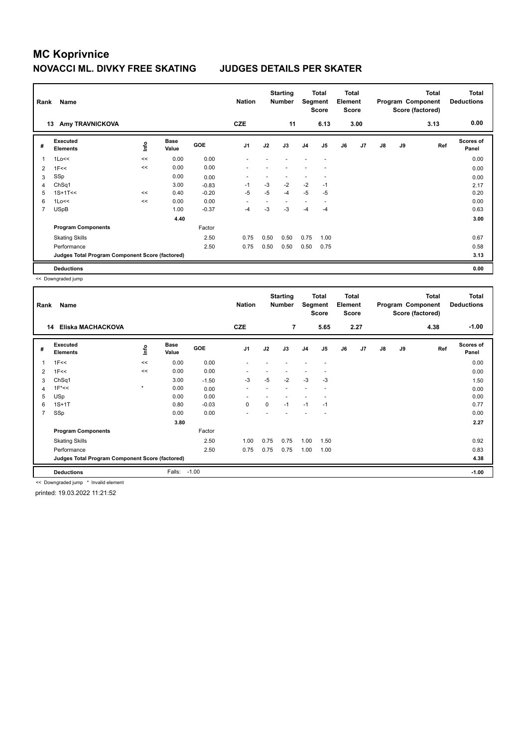# MC Koprivnice

## NOVACCI ML. DIVKY FREE SKATING JUDGES DETAILS PER SKATER

| Rank | Name | Nation | Starting Number | Total Segment Score | Total Element Score | Total Program Component Score (factored) | Total Deductions |
|---|---|---|---|---|---|---|---|
| 13 | Amy TRAVNICKOVA | CZE | 11 | 6.13 | 3.00 | 3.13 | 0.00 |

| # | Executed Elements | Info | Base Value | GOE | J1 | J2 | J3 | J4 | J5 | J6 | J7 | J8 | J9 | Ref | Scores of Panel |
|---|---|---|---|---|---|---|---|---|---|---|---|---|---|---|---|
| 1 | 1Lo<< | << | 0.00 | 0.00 | - | - | - | - | - | | | | | | 0.00 |
| 2 | 1F<< | << | 0.00 | 0.00 | - | - | - | - | - | | | | | | 0.00 |
| 3 | SSp | | 0.00 | 0.00 | - | - | - | - | - | | | | | | 0.00 |
| 4 | ChSq1 | | 3.00 | -0.83 | -1 | -3 | -2 | -2 | -1 | | | | | | 2.17 |
| 5 | 1S+1T<< | << | 0.40 | -0.20 | -5 | -5 | -4 | -5 | -5 | | | | | | 0.20 |
| 6 | 1Lo<< | << | 0.00 | 0.00 | - | - | - | - | - | | | | | | 0.00 |
| 7 | USpB | | 1.00 | -0.37 | -4 | -3 | -3 | -4 | -4 | | | | | | 0.63 |
| | | | 4.40 | | | | | | | | | | | | 3.00 |
| | **Program Components** | | | Factor | | | | | | | | | | | |
| | Skating Skills | | | 2.50 | 0.75 | 0.50 | 0.50 | 0.75 | 1.00 | | | | | | 0.67 |
| | Performance | | | 2.50 | 0.75 | 0.50 | 0.50 | 0.50 | 0.75 | | | | | | 0.58 |
| | Judges Total Program Component Score (factored) | | | | | | | | | | | | | | 3.13 |
| | **Deductions** | | | | | | | | | | | | | | 0.00 |

<< Downgraded jump

| Rank | Name | Nation | Starting Number | Total Segment Score | Total Element Score | Total Program Component Score (factored) | Total Deductions |
|---|---|---|---|---|---|---|---|
| 14 | Eliska MACHACKOVA | CZE | 7 | 5.65 | 2.27 | 4.38 | -1.00 |

| # | Executed Elements | Info | Base Value | GOE | J1 | J2 | J3 | J4 | J5 | J6 | J7 | J8 | J9 | Ref | Scores of Panel |
|---|---|---|---|---|---|---|---|---|---|---|---|---|---|---|---|
| 1 | 1F<< | << | 0.00 | 0.00 | - | - | - | - | - | | | | | | 0.00 |
| 2 | 1F<< | << | 0.00 | 0.00 | - | - | - | - | - | | | | | | 0.00 |
| 3 | ChSq1 | | 3.00 | -1.50 | -3 | -5 | -2 | -3 | -3 | | | | | | 1.50 |
| 4 | 1F*<< | * | 0.00 | 0.00 | - | - | - | - | - | | | | | | 0.00 |
| 5 | USp | | 0.00 | 0.00 | - | - | - | - | - | | | | | | 0.00 |
| 6 | 1S+1T | | 0.80 | -0.03 | 0 | 0 | -1 | -1 | -1 | | | | | | 0.77 |
| 7 | SSp | | 0.00 | 0.00 | - | - | - | - | - | | | | | | 0.00 |
| | | | 3.80 | | | | | | | | | | | | 2.27 |
| | **Program Components** | | | Factor | | | | | | | | | | | |
| | Skating Skills | | | 2.50 | 1.00 | 0.75 | 0.75 | 1.00 | 1.50 | | | | | | 0.92 |
| | Performance | | | 2.50 | 0.75 | 0.75 | 0.75 | 1.00 | 1.00 | | | | | | 0.83 |
| | Judges Total Program Component Score (factored) | | | | | | | | | | | | | | 4.38 |
| | **Deductions** | | Falls: | -1.00 | | | | | | | | | | | -1.00 |

<< Downgraded jump * Invalid element

printed: 19.03.2022 11:21:52